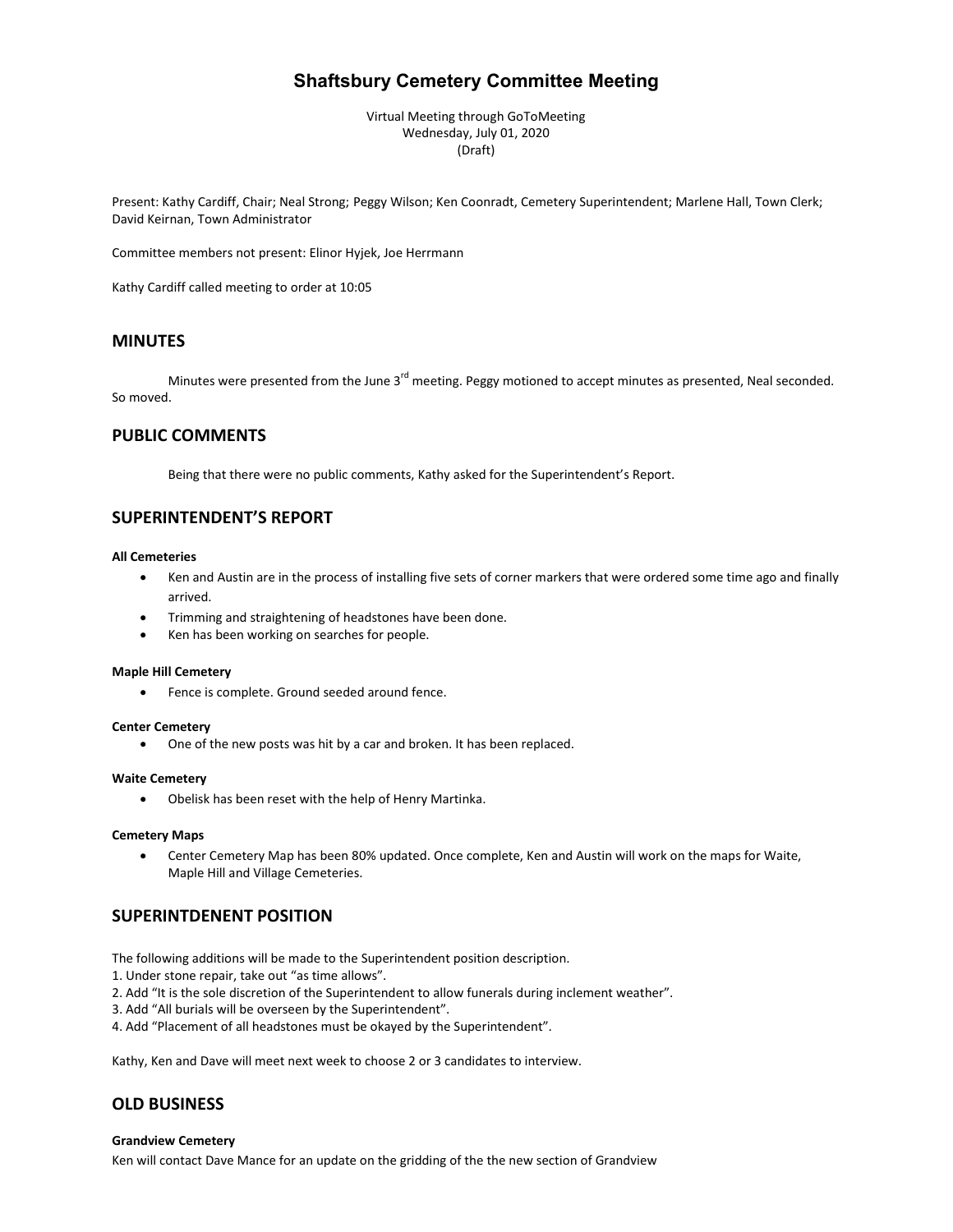# Shaftsbury Cemetery Committee Meeting

Virtual Meeting through GoToMeeting
Wednesday, July 01, 2020
(Draft)

Present: Kathy Cardiff, Chair; Neal Strong; Peggy Wilson; Ken Coonradt, Cemetery Superintendent; Marlene Hall, Town Clerk; David Keirnan, Town Administrator

Committee members not present: Elinor Hyjek, Joe Herrmann

Kathy Cardiff called meeting to order at 10:05

## MINUTES

Minutes were presented from the June 3rd meeting. Peggy motioned to accept minutes as presented, Neal seconded. So moved.

## PUBLIC COMMENTS

Being that there were no public comments, Kathy asked for the Superintendent's Report.

## SUPERINTENDENT'S REPORT

**All Cemeteries**

- Ken and Austin are in the process of installing five sets of corner markers that were ordered some time ago and finally arrived.
- Trimming and straightening of headstones have been done.
- Ken has been working on searches for people.

**Maple Hill Cemetery**

- Fence is complete. Ground seeded around fence.

**Center Cemetery**

- One of the new posts was hit by a car and broken. It has been replaced.

**Waite Cemetery**

- Obelisk has been reset with the help of Henry Martinka.

**Cemetery Maps**

- Center Cemetery Map has been 80% updated. Once complete, Ken and Austin will work on the maps for Waite, Maple Hill and Village Cemeteries.

## SUPERINTDENENT POSITION

The following additions will be made to the Superintendent position description.
1. Under stone repair, take out "as time allows".
2. Add "It is the sole discretion of the Superintendent to allow funerals during inclement weather".
3. Add "All burials will be overseen by the Superintendent".
4. Add "Placement of all headstones must be okayed by the Superintendent".

Kathy, Ken and Dave will meet next week to choose 2 or 3 candidates to interview.

## OLD BUSINESS

**Grandview Cemetery**

Ken will contact Dave Mance for an update on the gridding of the the new section of Grandview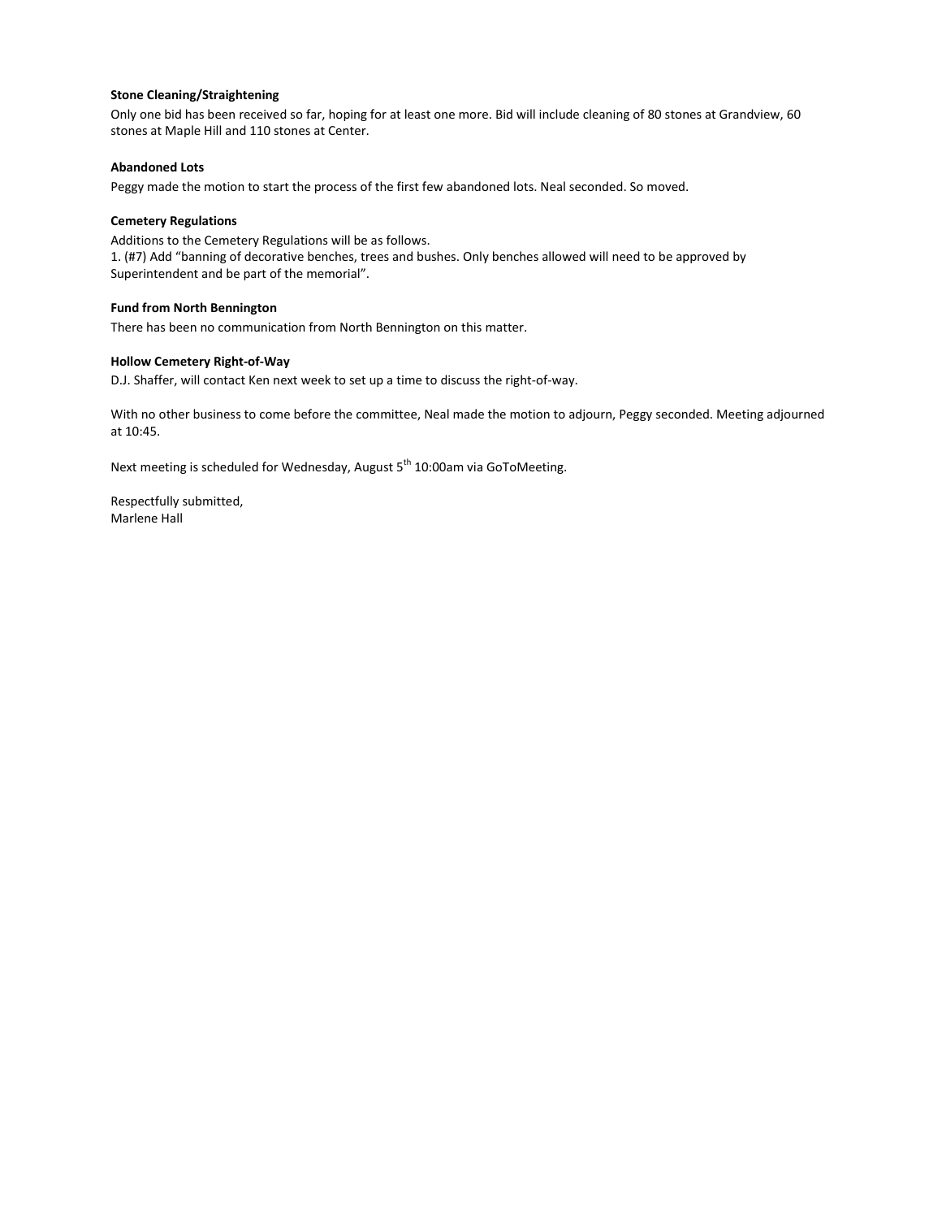**Stone Cleaning/Straightening**

Only one bid has been received so far, hoping for at least one more. Bid will include cleaning of 80 stones at Grandview, 60 stones at Maple Hill and 110 stones at Center.

**Abandoned Lots**

Peggy made the motion to start the process of the first few abandoned lots. Neal seconded. So moved.

**Cemetery Regulations**

Additions to the Cemetery Regulations will be as follows.
1. (#7) Add "banning of decorative benches, trees and bushes. Only benches allowed will need to be approved by Superintendent and be part of the memorial".

**Fund from North Bennington**

There has been no communication from North Bennington on this matter.

**Hollow Cemetery Right-of-Way**

D.J. Shaffer, will contact Ken next week to set up a time to discuss the right-of-way.

With no other business to come before the committee, Neal made the motion to adjourn, Peggy seconded. Meeting adjourned at 10:45.

Next meeting is scheduled for Wednesday, August 5th 10:00am via GoToMeeting.

Respectfully submitted,
Marlene Hall